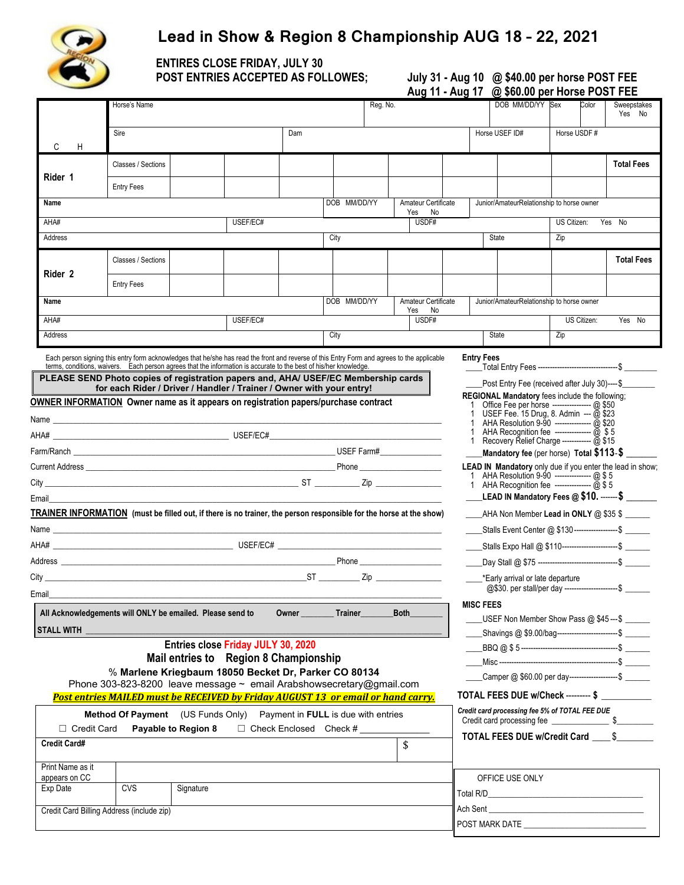# Lead in Show & Region 8 Championship AUG 18 - 22, 2021

**ENTIRES CLOSE FRIDAY, JULY 30**
**POST ENTRIES ACCEPTED AS FOLLOWES;**

**July 31 - Aug 10 @ $40.00 per horse POST FEE**
**Aug 11 - Aug 17 @ $60.00 per Horse POST FEE**

| C H | Horse's Name | | | | Reg. No. | | DOB MM/DD/YY | Sex | Color | Sweepstakes Yes No |
|---|---|---|---|---|---|---|---|---|---|---|
| | Sire | | Dam | | | | Horse USEF ID# | | Horse USDF # | |

| Rider 1 | Classes / Sections | | | | | | | | | Total Fees |
|---|---|---|---|---|---|---|---|---|---|---|
| | Entry Fees | | | | | | | | | |

| Name | | DOB MM/DD/YY | Amateur Certificate Yes No | Junior/Amateur Relationship to horse owner |
|---|---|---|---|---|
| AHA# | USEF/EC# | | USDF# | US Citizen: Yes No |
| Address | | City | State | Zip |

| Rider 2 | Classes / Sections | | | | | | | | | Total Fees |
|---|---|---|---|---|---|---|---|---|---|---|
| | Entry Fees | | | | | | | | | |

| Name | | DOB MM/DD/YY | Amateur Certificate Yes No | Junior/Amateur Relationship to horse owner |
|---|---|---|---|---|
| AHA# | USEF/EC# | | USDF# | US Citizen: Yes No |
| Address | | City | State | Zip |

Each person signing this entry form acknowledges that he/she has read the front and reverse of this Entry Form and agrees to the applicable terms, conditions, waivers. Each person agrees that the information is accurate to the best of his/her knowledge.

**PLEASE SEND Photo copies of registration papers and, AHA/ USEF/EC Membership cards for each Rider / Driver / Handler / Trainer / Owner with your entry!**

**OWNER INFORMATION** **Owner name as it appears on registration papers/purchase contract**

Name ______________________________

AHA# ______________ USEF/EC# ______________

Farm/Ranch ______________ USEF Farm# ______________

Current Address ______________ Phone ______________

City ______________ ST ______ Zip ______

Email ______________________________

**TRAINER INFORMATION** **(must be filled out, if there is no trainer, the person responsible for the horse at the show)**

Name ______________________________

AHA# ______________ USEF/EC# ______________

Address ______________ Phone ______________

City ______________ ST ______ Zip ______

Email ______________________________

**All Acknowledgements will ONLY be emailed. Please send to Owner ______ Trainer ______ Both ______**

**STALL WITH** ______________________________

**Entries close Friday JULY 30, 2020**

**Mail entries to Region 8 Championship**

**% Marlene Kriegbaum 18050 Becket Dr, Parker CO 80134**

Phone 303-823-8200 leave message ~ email Arabshowsecretary@gmail.com

***Post entries MAILED must be RECEIVED by Friday AUGUST 13 or email or hand carry.***

**Method Of Payment** (US Funds Only) Payment in **FULL** is due with entries

☐ Credit Card **Payable to Region 8** ☐ Check Enclosed Check # ____________

| **Credit Card#** | | | $ |
|---|---|---|---|
| Print Name as it appears on CC | | | |
| Exp Date | CVS | Signature | |
| Credit Card Billing Address (include zip) | | | |

**Entry Fees**

____Total Entry Fees ---------------------------------$ ______

____Post Entry Fee (received after July 30)----$ ______

**REGIONAL Mandatory** fees include the following;

- 1 Office Fee per horse --------------- @ $50
- 1 USEF Fee. 15 Drug, 8. Admin --- @ $23
- 1 AHA Resolution 9-90 -------------- @ $20
- 1 AHA Recognition fee -------------- @ $ 5
- 1 Recovery Relief Charge ------------ @ $15

____**Mandatory fee** (per horse) **Total $113**-**$** ______

**LEAD IN Mandatory** only due if you enter the lead in show;

- 1 AHA Resolution 9-90 -------------- @ $ 5
- 1 AHA Recognition fee -------------- @ $ 5

____**LEAD IN Mandatory Fees @ $10.** ------**$** ______

____AHA Non Member **Lead in ONLY** @ $35 $ ______

____Stalls Event Center @ $130-----------------$ ______

____Stalls Expo Hall @ $110----------------------$ ______

____Day Stall @ $75 ---------------------------------$ ______

____*Early arrival or late departure @$30. per stall/per day ---------------------$ ______

**MISC FEES**

____USEF Non Member Show Pass @ $45 ---$ ______

____Shavings @ $9.00/bag------------------------$ ______

____BBQ @ $ 5 -----------------------------------------$ ______

____Misc ----------------------------------------------$ ______

____Camper @ $60.00 per day-------------------$ ______

**TOTAL FEES DUE w/Check --------- $** ______

***Credit card processing fee 5% of TOTAL FEE DUE***

Credit card processing fee ____________ $________

**TOTAL FEES DUE w/Credit Card** ____ $________

OFFICE USE ONLY

Total R/D ______________________

Ach Sent ______________________

POST MARK DATE ______________________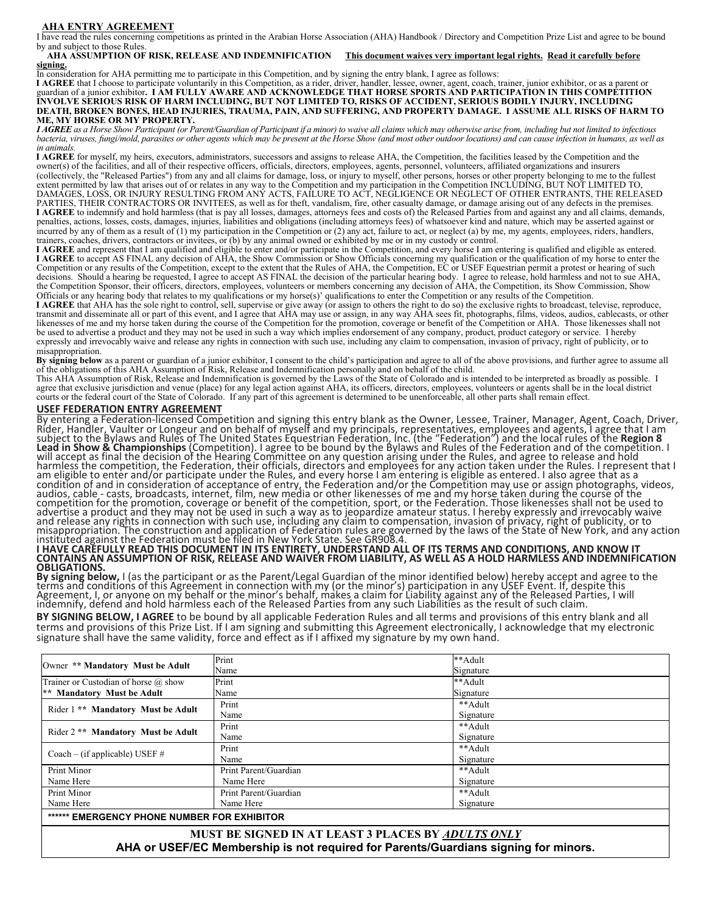## AHA ENTRY AGREEMENT

I have read the rules concerning competitions as printed in the Arabian Horse Association (AHA) Handbook / Directory and Competition Prize List and agree to be bound by and subject to those Rules.

**AHA ASSUMPTION OF RISK, RELEASE AND INDEMNIFICATION** **This document waives very important legal rights. Read it carefully before signing.**

In consideration for AHA permitting me to participate in this Competition, and by signing the entry blank, I agree as follows:

**I AGREE** that I choose to participate voluntarily in this Competition, as a rider, driver, handler, lessee, owner, agent, coach, trainer, junior exhibitor, or as a parent or guardian of a junior exhibitor**. I AM FULLY AWARE AND ACKNOWLEDGE THAT HORSE SPORTS AND PARTICIPATION IN THIS COMPETITION INVOLVE SERIOUS RISK OF HARM INCLUDING, BUT NOT LIMITED TO, RISKS OF ACCIDENT, SERIOUS BODILY INJURY, INCLUDING DEATH, BROKEN BONES, HEAD INJURIES, TRAUMA, PAIN, AND SUFFERING, AND PROPERTY DAMAGE. I ASSUME ALL RISKS OF HARM TO ME, MY HORSE OR MY PROPERTY.**

*I AGREE as a Horse Show Participant (or Parent/Guardian of Participant if a minor) to waive all claims which may otherwise arise from, including but not limited to infectious bacteria, viruses, fungi/mold, parasites or other agents which may be present at the Horse Show (and most other outdoor locations) and can cause infection in humans, as well as in animals.*

**I AGREE** for myself, my heirs, executors, administrators, successors and assigns to release AHA, the Competition, the facilities leased by the Competition and the owner(s) of the facilities, and all of their respective officers, officials, directors, employees, agents, personnel, volunteers, affiliated organizations and insurers (collectively, the "Released Parties") from any and all claims for damage, loss, or injury to myself, other persons, horses or other property belonging to me to the fullest extent permitted by law that arises out of or relates in any way to the Competition and my participation in the Competition INCLUDING, BUT NOT LIMITED TO, DAMAGES, LOSS, OR INJURY RESULTING FROM ANY ACTS, FAILURE TO ACT, NEGLIGENCE OR NEGLECT OF OTHER ENTRANTS, THE RELEASED PARTIES, THEIR CONTRACTORS OR INVITEES, as well as for theft, vandalism, fire, other casualty damage, or damage arising out of any defects in the premises.

**I AGREE** to indemnify and hold harmless (that is pay all losses, damages, attorneys fees and costs of) the Released Parties from and against any and all claims, demands, penalties, actions, losses, costs, damages, injuries, liabilities and obligations (including attorneys fees) of whatsoever kind and nature, which may be asserted against or incurred by any of them as a result of (1) my participation in the Competition or (2) any act, failure to act, or neglect (a) by me, my agents, employees, riders, handlers, trainers, coaches, drivers, contractors or invitees, or (b) by any animal owned or exhibited by me or in my custody or control.

**I AGREE** and represent that I am qualified and eligible to enter and/or participate in the Competition, and every horse I am entering is qualified and eligible as entered.

**I AGREE** to accept AS FINAL any decision of AHA, the Show Commission or Show Officials concerning my qualification or the qualification of my horse to enter the Competition or any results of the Competition, except to the extent that the Rules of AHA, the Competition, EC or USEF Equestrian permit a protest or hearing of such decisions. Should a hearing be requested, I agree to accept AS FINAL the decision of the particular hearing body. I agree to release, hold harmless and not to sue AHA, the Competition Sponsor, their officers, directors, employees, volunteers or members concerning any decision of AHA, the Competition, its Show Commission, Show Officials or any hearing body that relates to my qualifications or my horse(s)' qualifications to enter the Competition or any results of the Competition.

**I AGREE** that AHA has the sole right to control, sell, supervise or give away (or assign to others the right to do so) the exclusive rights to broadcast, televise, reproduce, transmit and disseminate all or part of this event, and I agree that AHA may use or assign, in any way AHA sees fit, photographs, films, videos, audios, cablecasts, or other likenesses of me and my horse taken during the course of the Competition for the promotion, coverage or benefit of the Competition or AHA. Those likenesses shall not be used to advertise a product and they may not be used in such a way which implies endorsement of any company, product, product category or service. I hereby expressly and irrevocably waive and release any rights in connection with such use, including any claim to compensation, invasion of privacy, right of publicity, or to misappropriation.

**By signing below** as a parent or guardian of a junior exhibitor, I consent to the child's participation and agree to all of the above provisions, and further agree to assume all of the obligations of this AHA Assumption of Risk, Release and Indemnification personally and on behalf of the child.

This AHA Assumption of Risk, Release and Indemnification is governed by the Laws of the State of Colorado and is intended to be interpreted as broadly as possible. I agree that exclusive jurisdiction and venue (place) for any legal action against AHA, its officers, directors, employees, volunteers or agents shall be in the local district courts or the federal court of the State of Colorado. If any part of this agreement is determined to be unenforceable, all other parts shall remain effect.

## USEF FEDERATION ENTRY AGREEMENT

By entering a Federation-licensed Competition and signing this entry blank as the Owner, Lessee, Trainer, Manager, Agent, Coach, Driver, Rider, Handler, Vaulter or Longeur and on behalf of myself and my principals, representatives, employees and agents, I agree that I am subject to the Bylaws and Rules of The United States Equestrian Federation, Inc. (the "Federation") and the local rules of the **Region 8 Lead in Show & Championships** (Competition). I agree to be bound by the Bylaws and Rules of the Federation and of the competition. I will accept as final the decision of the Hearing Committee on any question arising under the Rules, and agree to release and hold harmless the competition, the Federation, their officials, directors and employees for any action taken under the Rules. I represent that I am eligible to enter and/or participate under the Rules, and every horse I am entering is eligible as entered. I also agree that as a condition of and in consideration of acceptance of entry, the Federation and/or the Competition may use or assign photographs, videos, audios, cable - casts, broadcasts, internet, film, new media or other likenesses of me and my horse taken during the course of the competition for the promotion, coverage or benefit of the competition, sport, or the Federation. Those likenesses shall not be used to advertise a product and they may not be used in such a way as to jeopardize amateur status. I hereby expressly and irrevocably waive and release any rights in connection with such use, including any claim to compensation, invasion of privacy, right of publicity, or to misappropriation. The construction and application of Federation rules are governed by the laws of the State of New York, and any action instituted against the Federation must be filed in New York State. See GR908.4.

**I HAVE CAREFULLY READ THIS DOCUMENT IN ITS ENTIRETY, UNDERSTAND ALL OF ITS TERMS AND CONDITIONS, AND KNOW IT CONTAINS AN ASSUMPTION OF RISK, RELEASE AND WAIVER FROM LIABILITY, AS WELL AS A HOLD HARMLESS AND INDEMNIFICATION OBLIGATIONS.**

**By signing below,** I (as the participant or as the Parent/Legal Guardian of the minor identified below) hereby accept and agree to the terms and conditions of this Agreement in connection with my (or the minor's) participation in any USEF Event. If, despite this Agreement, I, or anyone on my behalf or the minor's behalf, makes a claim for Liability against any of the Released Parties, I will indemnify, defend and hold harmless each of the Released Parties from any such Liabilities as the result of such claim.

**BY SIGNING BELOW, I AGREE** to be bound by all applicable Federation Rules and all terms and provisions of this entry blank and all terms and provisions of this Prize List. If I am signing and submitting this Agreement electronically, I acknowledge that my electronic signature shall have the same validity, force and effect as if I affixed my signature by my own hand.

| | | |
|---|---|---|
| Owner **\*\* Mandatory Must be Adult** | Print Name | \*\*Adult Signature |
| Trainer or Custodian of horse @ show **\*\* Mandatory Must be Adult** | Print Name | \*\*Adult Signature |
| Rider 1 **\*\* Mandatory Must be Adult** | Print Name | \*\*Adult Signature |
| Rider 2 **\*\* Mandatory Must be Adult** | Print Name | \*\*Adult Signature |
| Coach – (if applicable) USEF # | Print Name | \*\*Adult Signature |
| Print Minor Name Here | Print Parent/Guardian Name Here | \*\*Adult Signature |
| Print Minor Name Here | Print Parent/Guardian Name Here | \*\*Adult Signature |
| **\*\*\*\*\*\* EMERGENCY PHONE NUMBER FOR EXHIBITOR** | | |

**MUST BE SIGNED IN AT LEAST 3 PLACES BY *ADULTS ONLY***

**AHA or USEF/EC Membership is not required for Parents/Guardians signing for minors.**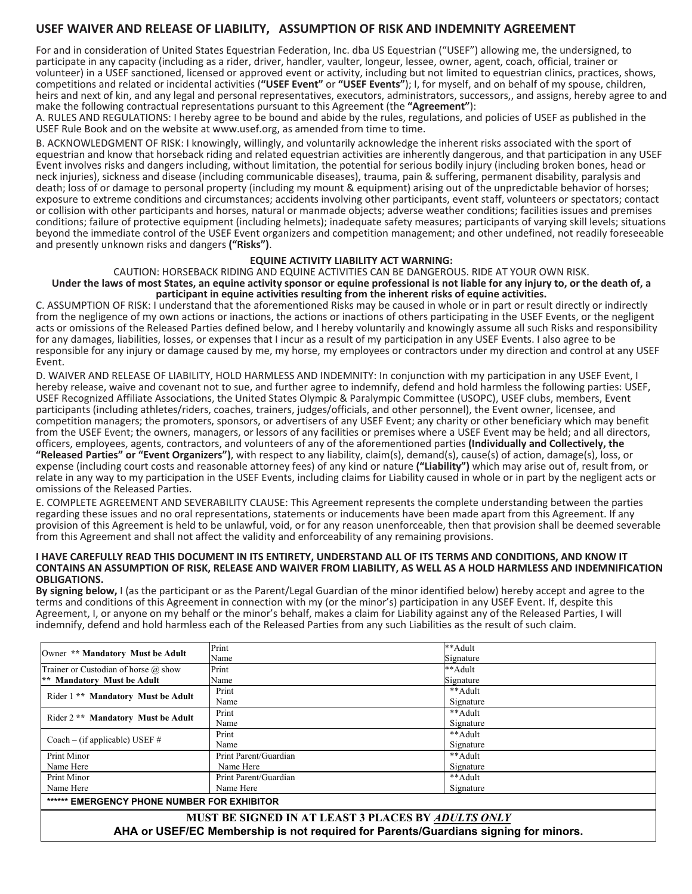## USEF WAIVER AND RELEASE OF LIABILITY, ASSUMPTION OF RISK AND INDEMNITY AGREEMENT

For and in consideration of United States Equestrian Federation, Inc. dba US Equestrian ("USEF") allowing me, the undersigned, to participate in any capacity (including as a rider, driver, handler, vaulter, longeur, lessee, owner, agent, coach, official, trainer or volunteer) in a USEF sanctioned, licensed or approved event or activity, including but not limited to equestrian clinics, practices, shows, competitions and related or incidental activities (**"USEF Event"** or **"USEF Events"**); I, for myself, and on behalf of my spouse, children, heirs and next of kin, and any legal and personal representatives, executors, administrators, successors,, and assigns, hereby agree to and make the following contractual representations pursuant to this Agreement (the **"Agreement"**):

A. RULES AND REGULATIONS: I hereby agree to be bound and abide by the rules, regulations, and policies of USEF as published in the USEF Rule Book and on the website at www.usef.org, as amended from time to time.

B. ACKNOWLEDGMENT OF RISK: I knowingly, willingly, and voluntarily acknowledge the inherent risks associated with the sport of equestrian and know that horseback riding and related equestrian activities are inherently dangerous, and that participation in any USEF Event involves risks and dangers including, without limitation, the potential for serious bodily injury (including broken bones, head or neck injuries), sickness and disease (including communicable diseases), trauma, pain & suffering, permanent disability, paralysis and death; loss of or damage to personal property (including my mount & equipment) arising out of the unpredictable behavior of horses; exposure to extreme conditions and circumstances; accidents involving other participants, event staff, volunteers or spectators; contact or collision with other participants and horses, natural or manmade objects; adverse weather conditions; facilities issues and premises conditions; failure of protective equipment (including helmets); inadequate safety measures; participants of varying skill levels; situations beyond the immediate control of the USEF Event organizers and competition management; and other undefined, not readily foreseeable and presently unknown risks and dangers **("Risks")**.

**EQUINE ACTIVITY LIABILITY ACT WARNING:**

CAUTION: HORSEBACK RIDING AND EQUINE ACTIVITIES CAN BE DANGEROUS. RIDE AT YOUR OWN RISK.

**Under the laws of most States, an equine activity sponsor or equine professional is not liable for any injury to, or the death of, a participant in equine activities resulting from the inherent risks of equine activities.**

C. ASSUMPTION OF RISK: I understand that the aforementioned Risks may be caused in whole or in part or result directly or indirectly from the negligence of my own actions or inactions, the actions or inactions of others participating in the USEF Events, or the negligent acts or omissions of the Released Parties defined below, and I hereby voluntarily and knowingly assume all such Risks and responsibility for any damages, liabilities, losses, or expenses that I incur as a result of my participation in any USEF Events. I also agree to be responsible for any injury or damage caused by me, my horse, my employees or contractors under my direction and control at any USEF Event.

D. WAIVER AND RELEASE OF LIABILITY, HOLD HARMLESS AND INDEMNITY: In conjunction with my participation in any USEF Event, I hereby release, waive and covenant not to sue, and further agree to indemnify, defend and hold harmless the following parties: USEF, USEF Recognized Affiliate Associations, the United States Olympic & Paralympic Committee (USOPC), USEF clubs, members, Event participants (including athletes/riders, coaches, trainers, judges/officials, and other personnel), the Event owner, licensee, and competition managers; the promoters, sponsors, or advertisers of any USEF Event; any charity or other beneficiary which may benefit from the USEF Event; the owners, managers, or lessors of any facilities or premises where a USEF Event may be held; and all directors, officers, employees, agents, contractors, and volunteers of any of the aforementioned parties **(Individually and Collectively, the "Released Parties" or "Event Organizers")**, with respect to any liability, claim(s), demand(s), cause(s) of action, damage(s), loss, or expense (including court costs and reasonable attorney fees) of any kind or nature **("Liability")** which may arise out of, result from, or relate in any way to my participation in the USEF Events, including claims for Liability caused in whole or in part by the negligent acts or omissions of the Released Parties.

E. COMPLETE AGREEMENT AND SEVERABILITY CLAUSE: This Agreement represents the complete understanding between the parties regarding these issues and no oral representations, statements or inducements have been made apart from this Agreement. If any provision of this Agreement is held to be unlawful, void, or for any reason unenforceable, then that provision shall be deemed severable from this Agreement and shall not affect the validity and enforceability of any remaining provisions.

**I HAVE CAREFULLY READ THIS DOCUMENT IN ITS ENTIRETY, UNDERSTAND ALL OF ITS TERMS AND CONDITIONS, AND KNOW IT CONTAINS AN ASSUMPTION OF RISK, RELEASE AND WAIVER FROM LIABILITY, AS WELL AS A HOLD HARMLESS AND INDEMNIFICATION OBLIGATIONS.**

**By signing below,** I (as the participant or as the Parent/Legal Guardian of the minor identified below) hereby accept and agree to the terms and conditions of this Agreement in connection with my (or the minor's) participation in any USEF Event. If, despite this Agreement, I, or anyone on my behalf or the minor's behalf, makes a claim for Liability against any of the Released Parties, I will indemnify, defend and hold harmless each of the Released Parties from any such Liabilities as the result of such claim.

| | | |
|---|---|---|
| Owner **** Mandatory Must be Adult** | Print Name | **Adult Signature |
| Trainer or Custodian of horse @ show **** Mandatory Must be Adult** | Print Name | **Adult Signature |
| Rider 1 **** Mandatory Must be Adult** | Print Name | **Adult Signature |
| Rider 2 **** Mandatory Must be Adult** | Print Name | **Adult Signature |
| Coach – (if applicable) USEF # | Print Name | **Adult Signature |
| Print Minor Name Here | Print Parent/Guardian Name Here | **Adult Signature |
| Print Minor Name Here | Print Parent/Guardian Name Here | **Adult Signature |
| **\*\*\*\*\*\* EMERGENCY PHONE NUMBER FOR EXHIBITOR** | | |

**MUST BE SIGNED IN AT LEAST 3 PLACES BY *ADULTS ONLY***

**AHA or USEF/EC Membership is not required for Parents/Guardians signing for minors.**